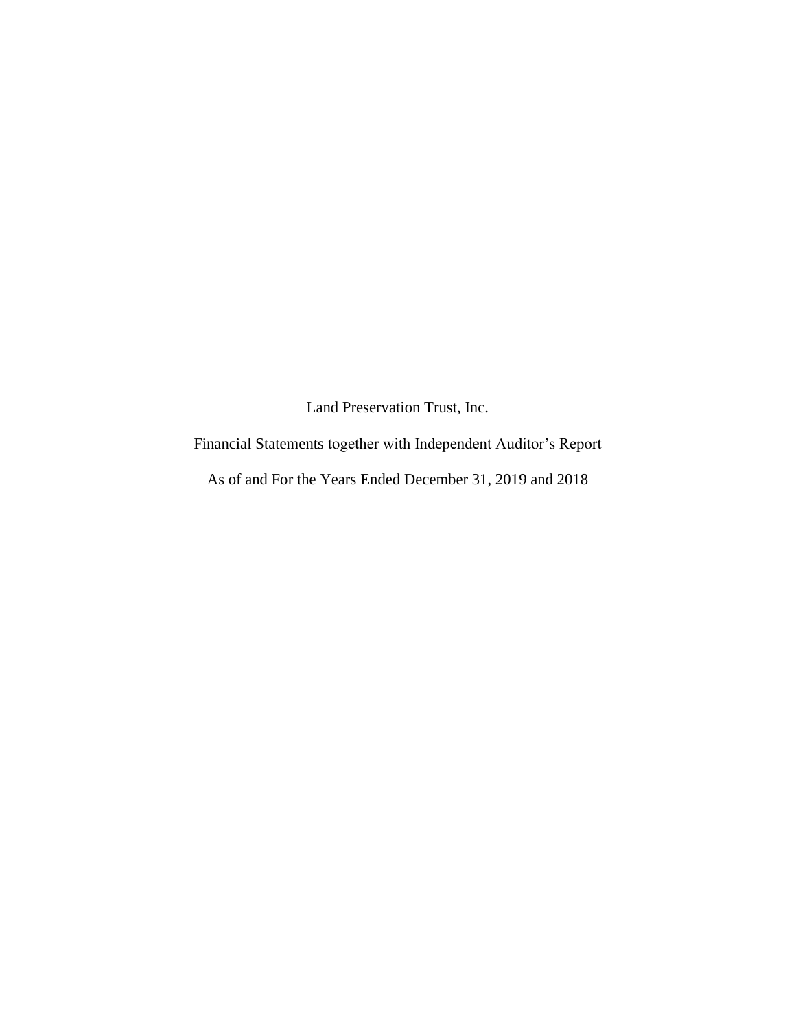Land Preservation Trust, Inc.

Financial Statements together with Independent Auditor’s Report

As of and For the Years Ended December 31, 2019 and 2018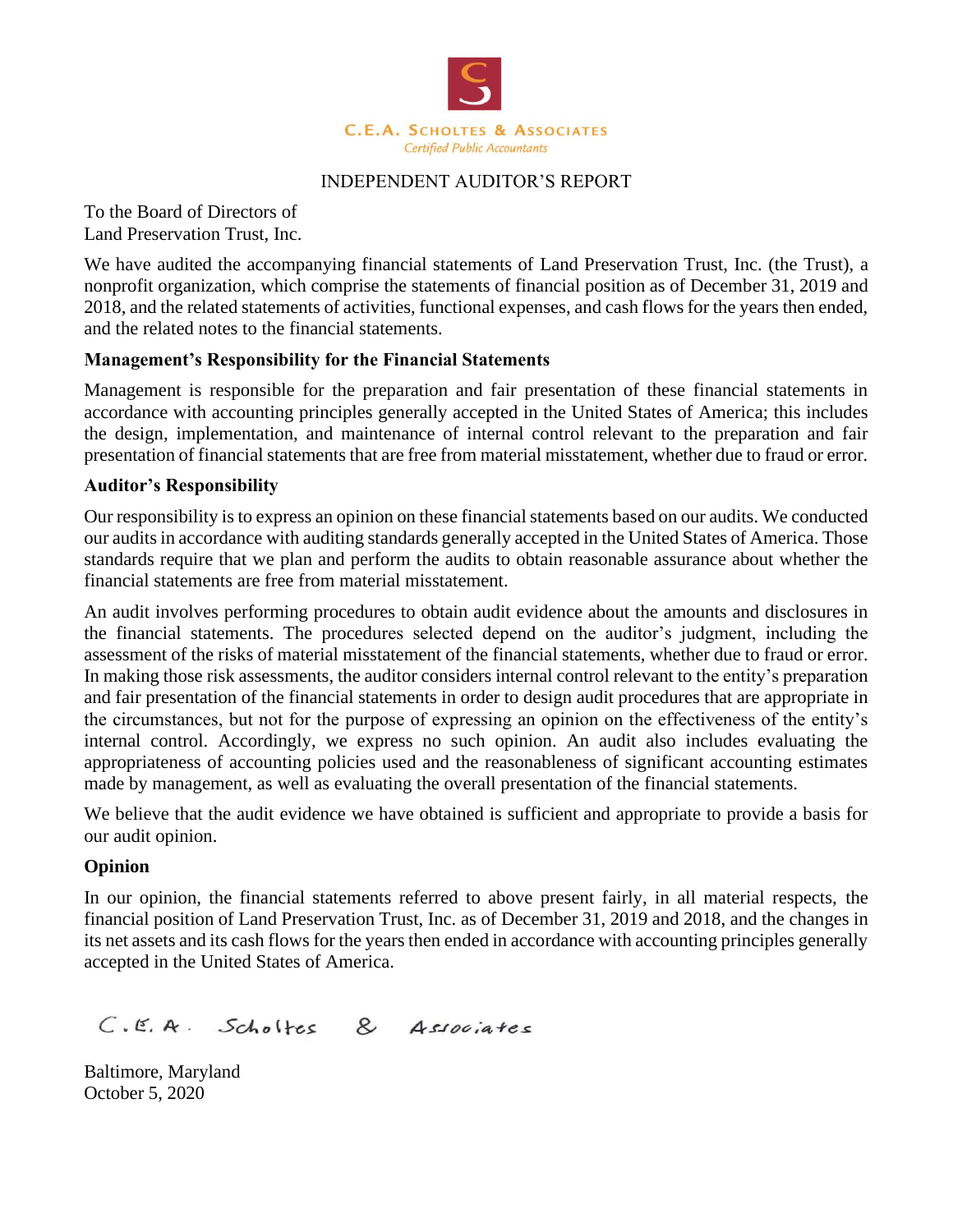C.E.A. Scholtes & Associates
*Certified Public Accountants*

# INDEPENDENT AUDITOR'S REPORT

To the Board of Directors of
Land Preservation Trust, Inc.

We have audited the accompanying financial statements of Land Preservation Trust, Inc. (the Trust), a nonprofit organization, which comprise the statements of financial position as of December 31, 2019 and 2018, and the related statements of activities, functional expenses, and cash flows for the years then ended, and the related notes to the financial statements.

## Management's Responsibility for the Financial Statements

Management is responsible for the preparation and fair presentation of these financial statements in accordance with accounting principles generally accepted in the United States of America; this includes the design, implementation, and maintenance of internal control relevant to the preparation and fair presentation of financial statements that are free from material misstatement, whether due to fraud or error.

## Auditor's Responsibility

Our responsibility is to express an opinion on these financial statements based on our audits. We conducted our audits in accordance with auditing standards generally accepted in the United States of America. Those standards require that we plan and perform the audits to obtain reasonable assurance about whether the financial statements are free from material misstatement.

An audit involves performing procedures to obtain audit evidence about the amounts and disclosures in the financial statements. The procedures selected depend on the auditor's judgment, including the assessment of the risks of material misstatement of the financial statements, whether due to fraud or error. In making those risk assessments, the auditor considers internal control relevant to the entity's preparation and fair presentation of the financial statements in order to design audit procedures that are appropriate in the circumstances, but not for the purpose of expressing an opinion on the effectiveness of the entity's internal control. Accordingly, we express no such opinion. An audit also includes evaluating the appropriateness of accounting policies used and the reasonableness of significant accounting estimates made by management, as well as evaluating the overall presentation of the financial statements.

We believe that the audit evidence we have obtained is sufficient and appropriate to provide a basis for our audit opinion.

## Opinion

In our opinion, the financial statements referred to above present fairly, in all material respects, the financial position of Land Preservation Trust, Inc. as of December 31, 2019 and 2018, and the changes in its net assets and its cash flows for the years then ended in accordance with accounting principles generally accepted in the United States of America.

C.E.A. Scholtes & Associates

Baltimore, Maryland
October 5, 2020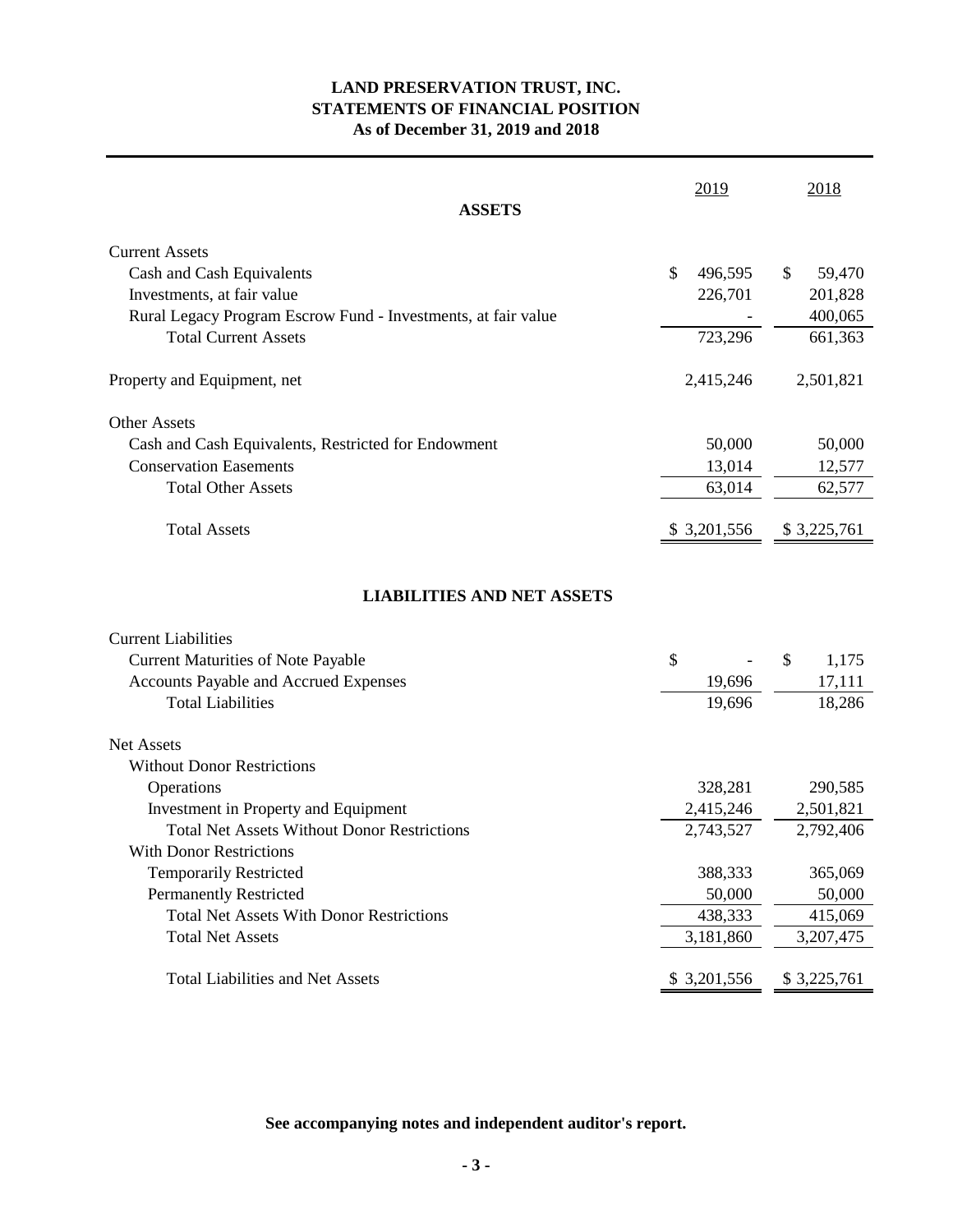# LAND PRESERVATION TRUST, INC.
## STATEMENTS OF FINANCIAL POSITION
### As of December 31, 2019 and 2018

| ASSETS | 2019 | 2018 |
|---|---|---|
| **Current Assets** | | |
| Cash and Cash Equivalents | $ 496,595 | $ 59,470 |
| Investments, at fair value | 226,701 | 201,828 |
| Rural Legacy Program Escrow Fund - Investments, at fair value | - | 400,065 |
| Total Current Assets | 723,296 | 661,363 |
| Property and Equipment, net | 2,415,246 | 2,501,821 |
| **Other Assets** | | |
| Cash and Cash Equivalents, Restricted for Endowment | 50,000 | 50,000 |
| Conservation Easements | 13,014 | 12,577 |
| Total Other Assets | 63,014 | 62,577 |
| Total Assets | $ 3,201,556 | $ 3,225,761 |

| LIABILITIES AND NET ASSETS | 2019 | 2018 |
|---|---|---|
| **Current Liabilities** | | |
| Current Maturities of Note Payable | $ - | $ 1,175 |
| Accounts Payable and Accrued Expenses | 19,696 | 17,111 |
| Total Liabilities | 19,696 | 18,286 |
| **Net Assets** | | |
| Without Donor Restrictions | | |
| Operations | 328,281 | 290,585 |
| Investment in Property and Equipment | 2,415,246 | 2,501,821 |
| Total Net Assets Without Donor Restrictions | 2,743,527 | 2,792,406 |
| With Donor Restrictions | | |
| Temporarily Restricted | 388,333 | 365,069 |
| Permanently Restricted | 50,000 | 50,000 |
| Total Net Assets With Donor Restrictions | 438,333 | 415,069 |
| Total Net Assets | 3,181,860 | 3,207,475 |
| Total Liabilities and Net Assets | $ 3,201,556 | $ 3,225,761 |

**See accompanying notes and independent auditor's report.**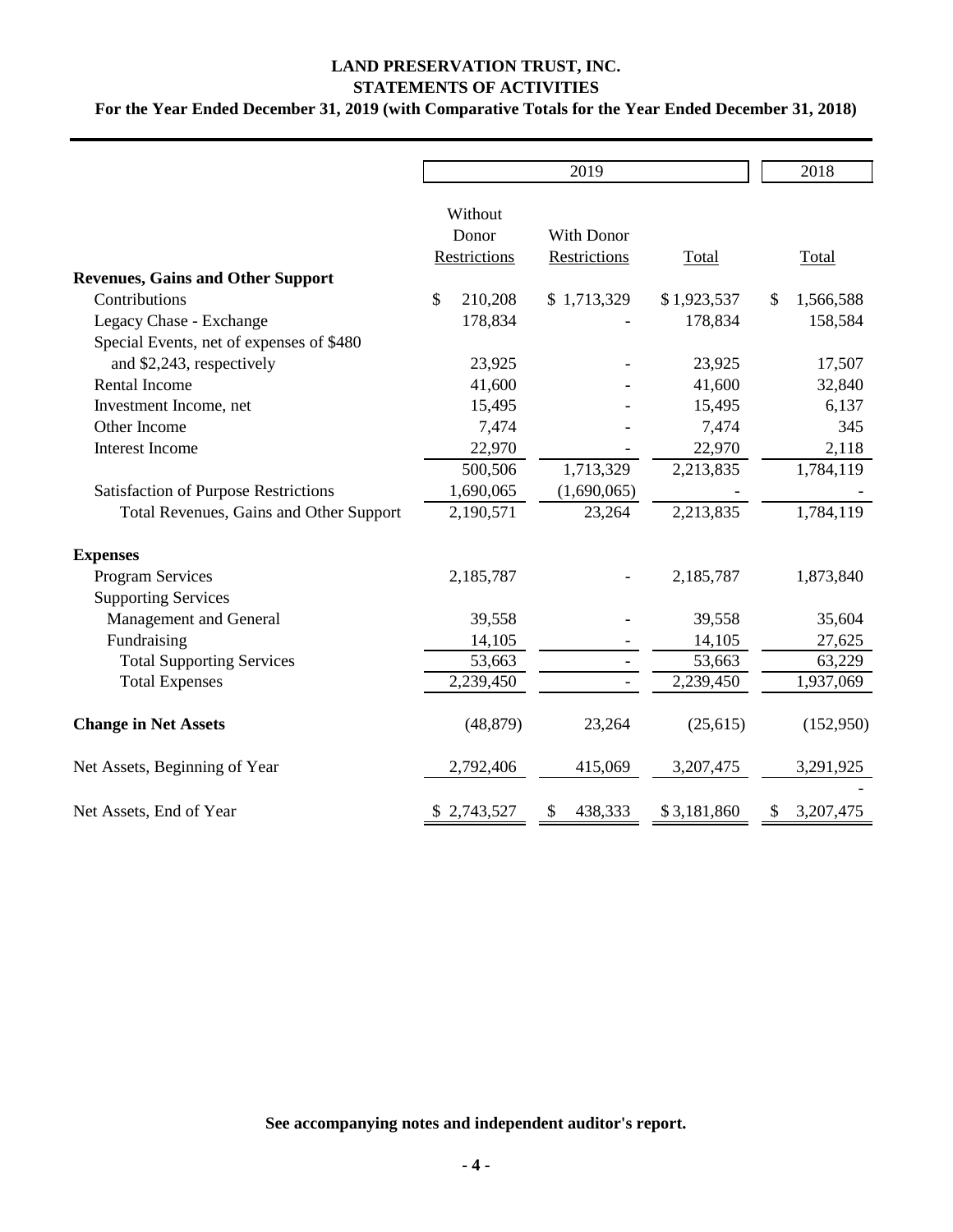# LAND PRESERVATION TRUST, INC.
## STATEMENTS OF ACTIVITIES
### For the Year Ended December 31, 2019 (with Comparative Totals for the Year Ended December 31, 2018)

| | 2019 | | | 2018 |
|---|---|---|---|---|
| | Without Donor Restrictions | With Donor Restrictions | Total | Total |
| **Revenues, Gains and Other Support** | | | | |
| Contributions | $ 210,208 | $ 1,713,329 | $ 1,923,537 | $ 1,566,588 |
| Legacy Chase - Exchange | 178,834 | - | 178,834 | 158,584 |
| Special Events, net of expenses of $480 and $2,243, respectively | 23,925 | - | 23,925 | 17,507 |
| Rental Income | 41,600 | - | 41,600 | 32,840 |
| Investment Income, net | 15,495 | - | 15,495 | 6,137 |
| Other Income | 7,474 | - | 7,474 | 345 |
| Interest Income | 22,970 | - | 22,970 | 2,118 |
| | 500,506 | 1,713,329 | 2,213,835 | 1,784,119 |
| Satisfaction of Purpose Restrictions | 1,690,065 | (1,690,065) | - | - |
| Total Revenues, Gains and Other Support | 2,190,571 | 23,264 | 2,213,835 | 1,784,119 |
| **Expenses** | | | | |
| Program Services | 2,185,787 | - | 2,185,787 | 1,873,840 |
| Supporting Services | | | | |
| Management and General | 39,558 | - | 39,558 | 35,604 |
| Fundraising | 14,105 | - | 14,105 | 27,625 |
| Total Supporting Services | 53,663 | - | 53,663 | 63,229 |
| Total Expenses | 2,239,450 | - | 2,239,450 | 1,937,069 |
| **Change in Net Assets** | (48,879) | 23,264 | (25,615) | (152,950) |
| Net Assets, Beginning of Year | 2,792,406 | 415,069 | 3,207,475 | 3,291,925 |
| Net Assets, End of Year | $ 2,743,527 | $ 438,333 | $ 3,181,860 | $ 3,207,475 |

**See accompanying notes and independent auditor's report.**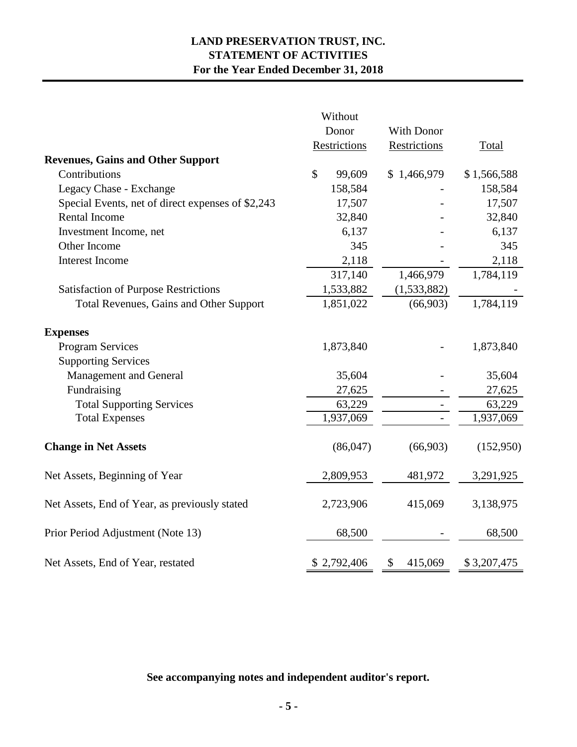# LAND PRESERVATION TRUST, INC.
## STATEMENT OF ACTIVITIES
### For the Year Ended December 31, 2018

| | Without Donor Restrictions | With Donor Restrictions | Total |
|---|---|---|---|
| **Revenues, Gains and Other Support** | | | |
| Contributions | $ 99,609 | $ 1,466,979 | $ 1,566,588 |
| Legacy Chase - Exchange | 158,584 | - | 158,584 |
| Special Events, net of direct expenses of $2,243 | 17,507 | - | 17,507 |
| Rental Income | 32,840 | - | 32,840 |
| Investment Income, net | 6,137 | - | 6,137 |
| Other Income | 345 | - | 345 |
| Interest Income | 2,118 | - | 2,118 |
| | 317,140 | 1,466,979 | 1,784,119 |
| Satisfaction of Purpose Restrictions | 1,533,882 | (1,533,882) | - |
| Total Revenues, Gains and Other Support | 1,851,022 | (66,903) | 1,784,119 |
| **Expenses** | | | |
| Program Services | 1,873,840 | - | 1,873,840 |
| Supporting Services | | | |
| Management and General | 35,604 | - | 35,604 |
| Fundraising | 27,625 | - | 27,625 |
| Total Supporting Services | 63,229 | - | 63,229 |
| Total Expenses | 1,937,069 | - | 1,937,069 |
| **Change in Net Assets** | (86,047) | (66,903) | (152,950) |
| Net Assets, Beginning of Year | 2,809,953 | 481,972 | 3,291,925 |
| Net Assets, End of Year, as previously stated | 2,723,906 | 415,069 | 3,138,975 |
| Prior Period Adjustment (Note 13) | 68,500 | - | 68,500 |
| Net Assets, End of Year, restated | $ 2,792,406 | $ 415,069 | $ 3,207,475 |

**See accompanying notes and independent auditor's report.**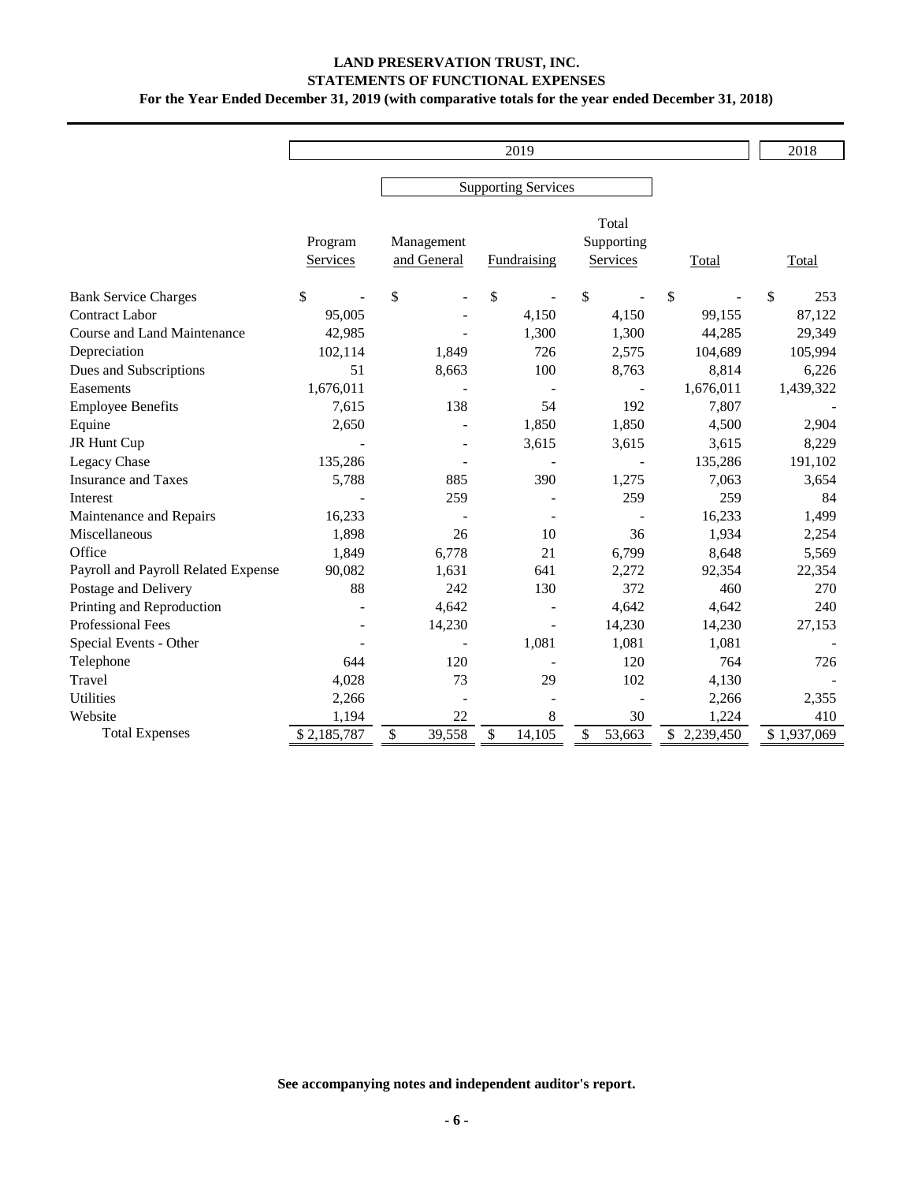**LAND PRESERVATION TRUST, INC.**
**STATEMENTS OF FUNCTIONAL EXPENSES**
**For the Year Ended December 31, 2019 (with comparative totals for the year ended December 31, 2018)**

| | 2019 | | | | | 2018 |
|---|---|---|---|---|---|---|
| | | Supporting Services | | | | |
| | Program Services | Management and General | Fundraising | Total Supporting Services | Total | Total |
| Bank Service Charges | $ - | $ - | $ - | $ - | $ - | $ 253 |
| Contract Labor | 95,005 | - | 4,150 | 4,150 | 99,155 | 87,122 |
| Course and Land Maintenance | 42,985 | - | 1,300 | 1,300 | 44,285 | 29,349 |
| Depreciation | 102,114 | 1,849 | 726 | 2,575 | 104,689 | 105,994 |
| Dues and Subscriptions | 51 | 8,663 | 100 | 8,763 | 8,814 | 6,226 |
| Easements | 1,676,011 | - | - | - | 1,676,011 | 1,439,322 |
| Employee Benefits | 7,615 | 138 | 54 | 192 | 7,807 | - |
| Equine | 2,650 | - | 1,850 | 1,850 | 4,500 | 2,904 |
| JR Hunt Cup | - | - | 3,615 | 3,615 | 3,615 | 8,229 |
| Legacy Chase | 135,286 | - | - | - | 135,286 | 191,102 |
| Insurance and Taxes | 5,788 | 885 | 390 | 1,275 | 7,063 | 3,654 |
| Interest | - | 259 | - | 259 | 259 | 84 |
| Maintenance and Repairs | 16,233 | - | - | - | 16,233 | 1,499 |
| Miscellaneous | 1,898 | 26 | 10 | 36 | 1,934 | 2,254 |
| Office | 1,849 | 6,778 | 21 | 6,799 | 8,648 | 5,569 |
| Payroll and Payroll Related Expense | 90,082 | 1,631 | 641 | 2,272 | 92,354 | 22,354 |
| Postage and Delivery | 88 | 242 | 130 | 372 | 460 | 270 |
| Printing and Reproduction | - | 4,642 | - | 4,642 | 4,642 | 240 |
| Professional Fees | - | 14,230 | - | 14,230 | 14,230 | 27,153 |
| Special Events - Other | - | - | 1,081 | 1,081 | 1,081 | - |
| Telephone | 644 | 120 | - | 120 | 764 | 726 |
| Travel | 4,028 | 73 | 29 | 102 | 4,130 | - |
| Utilities | 2,266 | - | - | - | 2,266 | 2,355 |
| Website | 1,194 | 22 | 8 | 30 | 1,224 | 410 |
| Total Expenses | $ 2,185,787 | $ 39,558 | $ 14,105 | $ 53,663 | $ 2,239,450 | $ 1,937,069 |

**See accompanying notes and independent auditor's report.**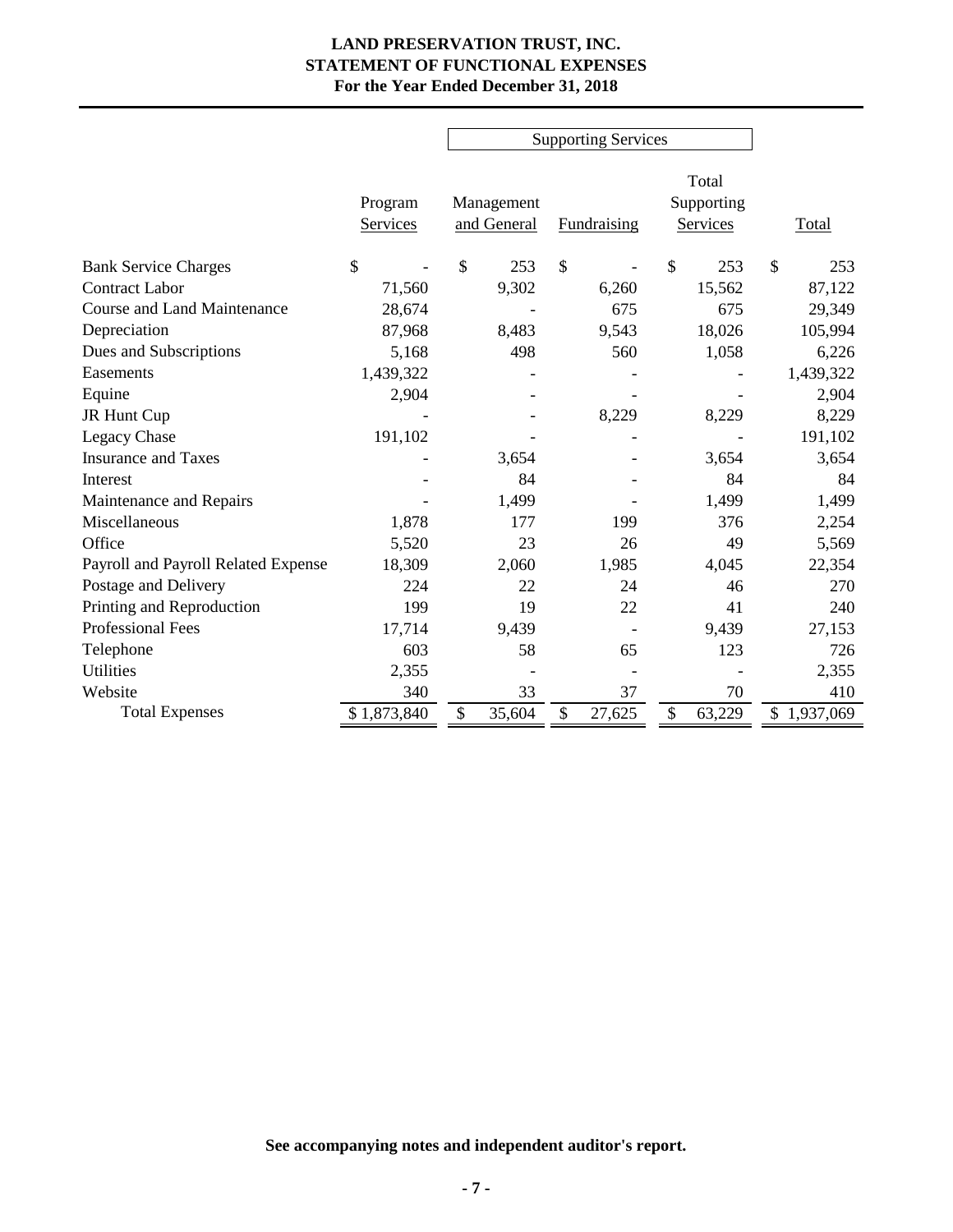**LAND PRESERVATION TRUST, INC.**
**STATEMENT OF FUNCTIONAL EXPENSES**
**For the Year Ended December 31, 2018**

| | | Supporting Services | | | |
|---|---|---|---|---|---|
| | Program Services | Management and General | Fundraising | Total Supporting Services | Total |
| Bank Service Charges | $ - | $ 253 | $ - | $ 253 | $ 253 |
| Contract Labor | 71,560 | 9,302 | 6,260 | 15,562 | 87,122 |
| Course and Land Maintenance | 28,674 | - | 675 | 675 | 29,349 |
| Depreciation | 87,968 | 8,483 | 9,543 | 18,026 | 105,994 |
| Dues and Subscriptions | 5,168 | 498 | 560 | 1,058 | 6,226 |
| Easements | 1,439,322 | - | - | - | 1,439,322 |
| Equine | 2,904 | - | - | - | 2,904 |
| JR Hunt Cup | - | - | 8,229 | 8,229 | 8,229 |
| Legacy Chase | 191,102 | - | - | - | 191,102 |
| Insurance and Taxes | - | 3,654 | - | 3,654 | 3,654 |
| Interest | - | 84 | - | 84 | 84 |
| Maintenance and Repairs | - | 1,499 | - | 1,499 | 1,499 |
| Miscellaneous | 1,878 | 177 | 199 | 376 | 2,254 |
| Office | 5,520 | 23 | 26 | 49 | 5,569 |
| Payroll and Payroll Related Expense | 18,309 | 2,060 | 1,985 | 4,045 | 22,354 |
| Postage and Delivery | 224 | 22 | 24 | 46 | 270 |
| Printing and Reproduction | 199 | 19 | 22 | 41 | 240 |
| Professional Fees | 17,714 | 9,439 | - | 9,439 | 27,153 |
| Telephone | 603 | 58 | 65 | 123 | 726 |
| Utilities | 2,355 | - | - | - | 2,355 |
| Website | 340 | 33 | 37 | 70 | 410 |
| Total Expenses | $ 1,873,840 | $ 35,604 | $ 27,625 | $ 63,229 | $ 1,937,069 |

**See accompanying notes and independent auditor's report.**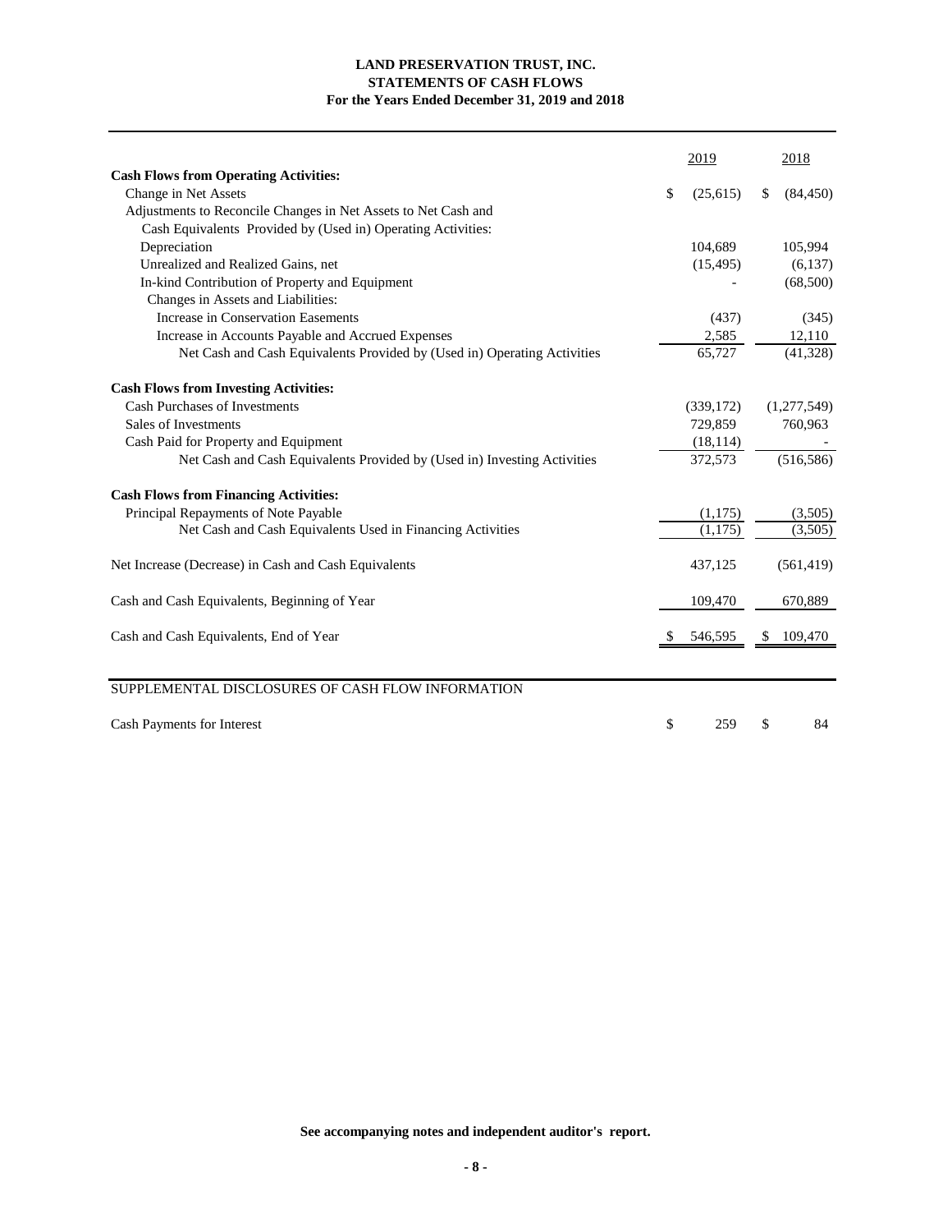**LAND PRESERVATION TRUST, INC.**
**STATEMENTS OF CASH FLOWS**
**For the Years Ended December 31, 2019 and 2018**

| | 2019 | 2018 |
|---|---|---|
| **Cash Flows from Operating Activities:** | | |
| Change in Net Assets | $ (25,615) | $ (84,450) |
| Adjustments to Reconcile Changes in Net Assets to Net Cash and Cash Equivalents Provided by (Used in) Operating Activities: | | |
| Depreciation | 104,689 | 105,994 |
| Unrealized and Realized Gains, net | (15,495) | (6,137) |
| In-kind Contribution of Property and Equipment | - | (68,500) |
| Changes in Assets and Liabilities: | | |
| Increase in Conservation Easements | (437) | (345) |
| Increase in Accounts Payable and Accrued Expenses | 2,585 | 12,110 |
| Net Cash and Cash Equivalents Provided by (Used in) Operating Activities | 65,727 | (41,328) |
| **Cash Flows from Investing Activities:** | | |
| Cash Purchases of Investments | (339,172) | (1,277,549) |
| Sales of Investments | 729,859 | 760,963 |
| Cash Paid for Property and Equipment | (18,114) | - |
| Net Cash and Cash Equivalents Provided by (Used in) Investing Activities | 372,573 | (516,586) |
| **Cash Flows from Financing Activities:** | | |
| Principal Repayments of Note Payable | (1,175) | (3,505) |
| Net Cash and Cash Equivalents Used in Financing Activities | (1,175) | (3,505) |
| Net Increase (Decrease) in Cash and Cash Equivalents | 437,125 | (561,419) |
| Cash and Cash Equivalents, Beginning of Year | 109,470 | 670,889 |
| Cash and Cash Equivalents, End of Year | $ 546,595 | $ 109,470 |

SUPPLEMENTAL DISCLOSURES OF CASH FLOW INFORMATION

| | 2019 | 2018 |
|---|---|---|
| Cash Payments for Interest | $ 259 | $ 84 |

**See accompanying notes and independent auditor's report.**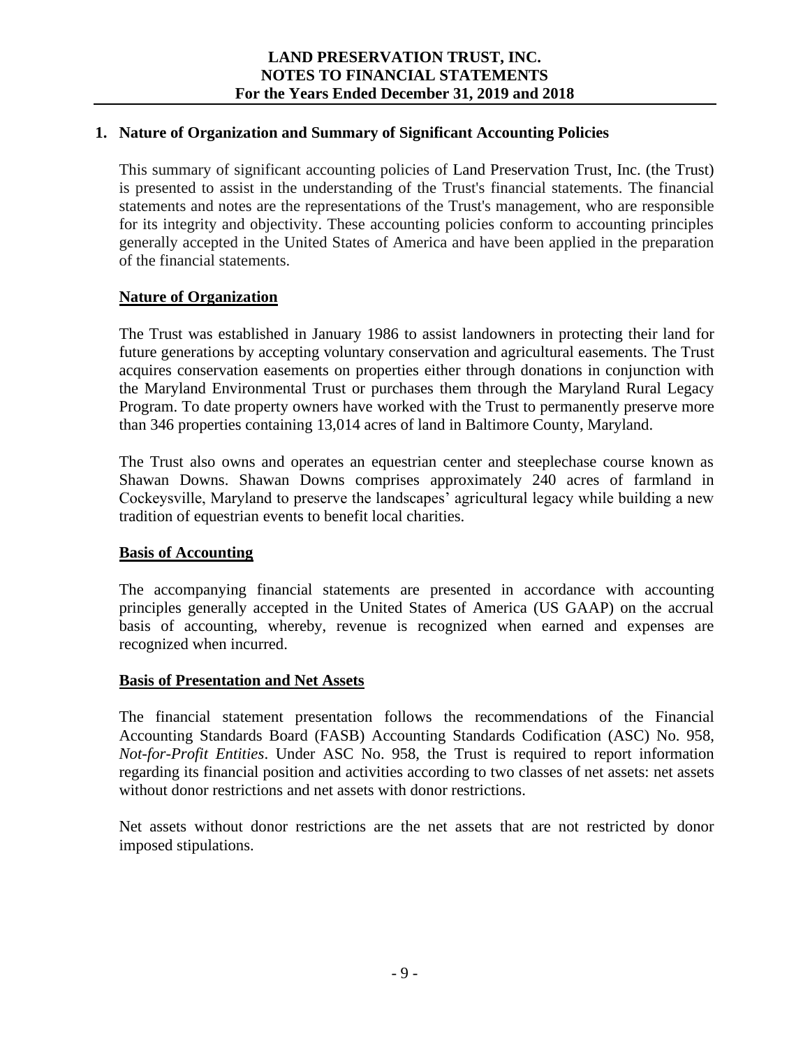## 1. Nature of Organization and Summary of Significant Accounting Policies

This summary of significant accounting policies of Land Preservation Trust, Inc. (the Trust) is presented to assist in the understanding of the Trust's financial statements. The financial statements and notes are the representations of the Trust's management, who are responsible for its integrity and objectivity. These accounting policies conform to accounting principles generally accepted in the United States of America and have been applied in the preparation of the financial statements.

### Nature of Organization

The Trust was established in January 1986 to assist landowners in protecting their land for future generations by accepting voluntary conservation and agricultural easements. The Trust acquires conservation easements on properties either through donations in conjunction with the Maryland Environmental Trust or purchases them through the Maryland Rural Legacy Program. To date property owners have worked with the Trust to permanently preserve more than 346 properties containing 13,014 acres of land in Baltimore County, Maryland.

The Trust also owns and operates an equestrian center and steeplechase course known as Shawan Downs. Shawan Downs comprises approximately 240 acres of farmland in Cockeysville, Maryland to preserve the landscapes' agricultural legacy while building a new tradition of equestrian events to benefit local charities.

### Basis of Accounting

The accompanying financial statements are presented in accordance with accounting principles generally accepted in the United States of America (US GAAP) on the accrual basis of accounting, whereby, revenue is recognized when earned and expenses are recognized when incurred.

### Basis of Presentation and Net Assets

The financial statement presentation follows the recommendations of the Financial Accounting Standards Board (FASB) Accounting Standards Codification (ASC) No. 958, *Not-for-Profit Entities*. Under ASC No. 958, the Trust is required to report information regarding its financial position and activities according to two classes of net assets: net assets without donor restrictions and net assets with donor restrictions.

Net assets without donor restrictions are the net assets that are not restricted by donor imposed stipulations.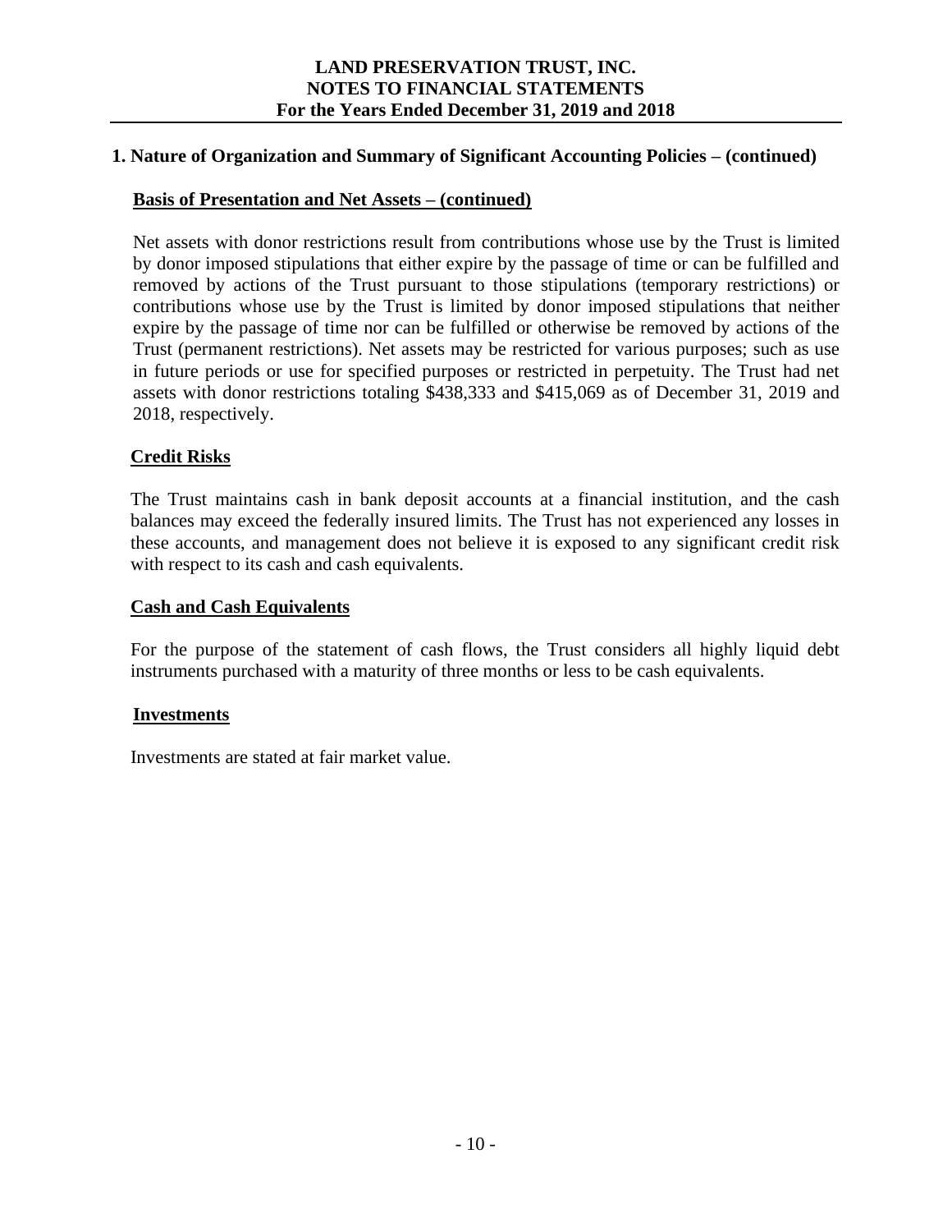## 1. Nature of Organization and Summary of Significant Accounting Policies – (continued)

### Basis of Presentation and Net Assets – (continued)

Net assets with donor restrictions result from contributions whose use by the Trust is limited by donor imposed stipulations that either expire by the passage of time or can be fulfilled and removed by actions of the Trust pursuant to those stipulations (temporary restrictions) or contributions whose use by the Trust is limited by donor imposed stipulations that neither expire by the passage of time nor can be fulfilled or otherwise be removed by actions of the Trust (permanent restrictions). Net assets may be restricted for various purposes; such as use in future periods or use for specified purposes or restricted in perpetuity. The Trust had net assets with donor restrictions totaling $438,333 and $415,069 as of December 31, 2019 and 2018, respectively.

### Credit Risks

The Trust maintains cash in bank deposit accounts at a financial institution, and the cash balances may exceed the federally insured limits. The Trust has not experienced any losses in these accounts, and management does not believe it is exposed to any significant credit risk with respect to its cash and cash equivalents.

### Cash and Cash Equivalents

For the purpose of the statement of cash flows, the Trust considers all highly liquid debt instruments purchased with a maturity of three months or less to be cash equivalents.

### Investments

Investments are stated at fair market value.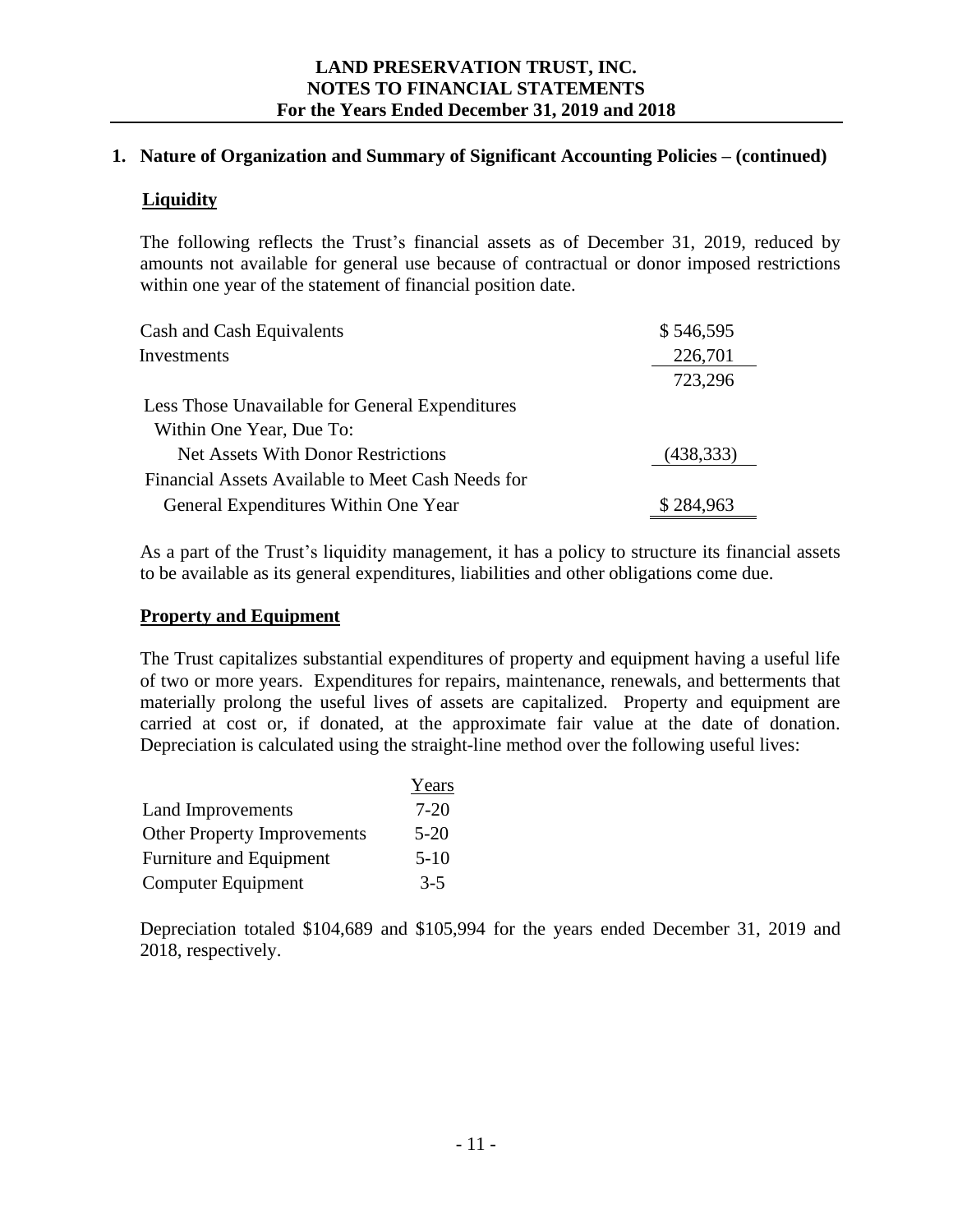# LAND PRESERVATION TRUST, INC.
## NOTES TO FINANCIAL STATEMENTS
### For the Years Ended December 31, 2019 and 2018

**1. Nature of Organization and Summary of Significant Accounting Policies – (continued)**

**Liquidity**

The following reflects the Trust's financial assets as of December 31, 2019, reduced by amounts not available for general use because of contractual or donor imposed restrictions within one year of the statement of financial position date.

| | |
|---|---|
| Cash and Cash Equivalents | $ 546,595 |
| Investments | 226,701 |
| | 723,296 |
| Less Those Unavailable for General Expenditures Within One Year, Due To: | |
| Net Assets With Donor Restrictions | (438,333) |
| Financial Assets Available to Meet Cash Needs for General Expenditures Within One Year | $ 284,963 |

As a part of the Trust's liquidity management, it has a policy to structure its financial assets to be available as its general expenditures, liabilities and other obligations come due.

**Property and Equipment**

The Trust capitalizes substantial expenditures of property and equipment having a useful life of two or more years. Expenditures for repairs, maintenance, renewals, and betterments that materially prolong the useful lives of assets are capitalized. Property and equipment are carried at cost or, if donated, at the approximate fair value at the date of donation. Depreciation is calculated using the straight-line method over the following useful lives:

| | Years |
|---|---|
| Land Improvements | 7-20 |
| Other Property Improvements | 5-20 |
| Furniture and Equipment | 5-10 |
| Computer Equipment | 3-5 |

Depreciation totaled $104,689 and $105,994 for the years ended December 31, 2019 and 2018, respectively.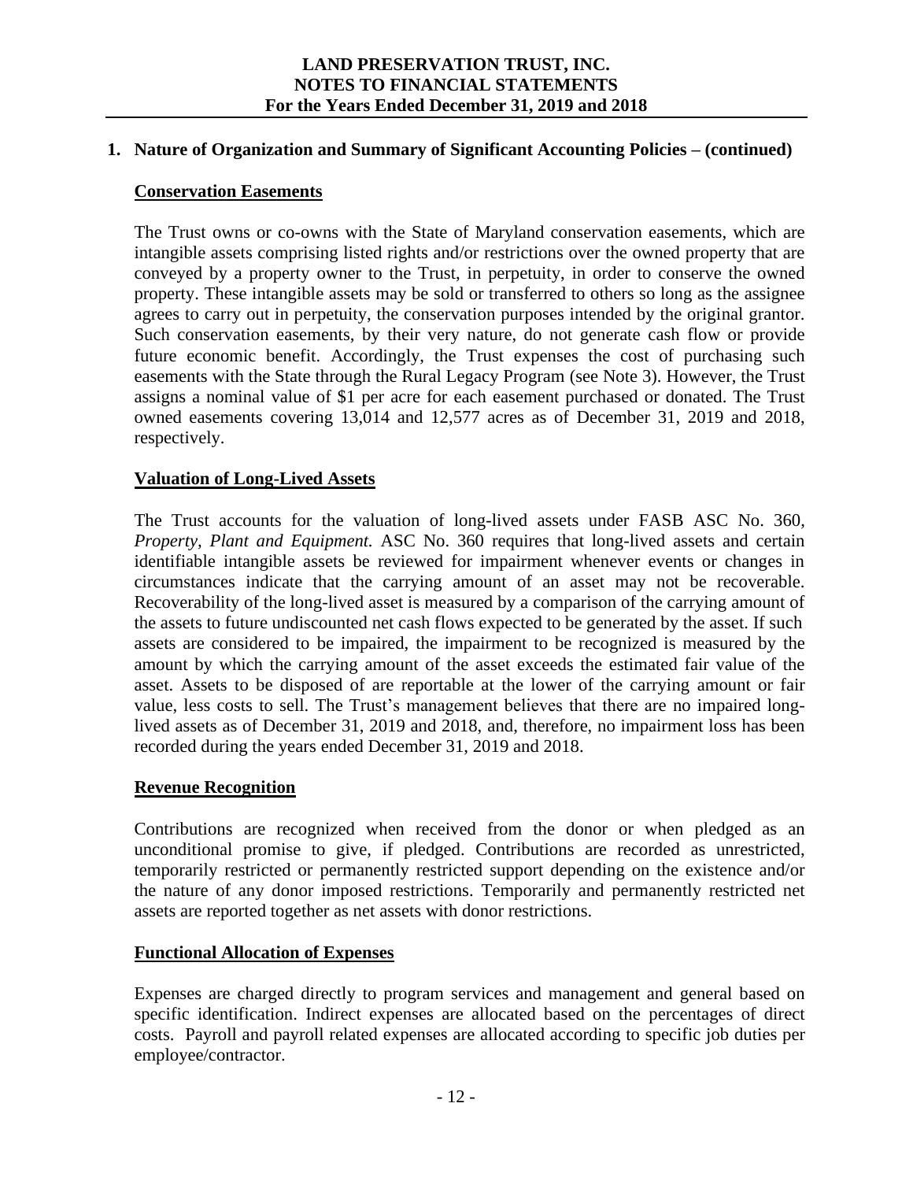## 1. Nature of Organization and Summary of Significant Accounting Policies – (continued)

### Conservation Easements

The Trust owns or co-owns with the State of Maryland conservation easements, which are intangible assets comprising listed rights and/or restrictions over the owned property that are conveyed by a property owner to the Trust, in perpetuity, in order to conserve the owned property. These intangible assets may be sold or transferred to others so long as the assignee agrees to carry out in perpetuity, the conservation purposes intended by the original grantor. Such conservation easements, by their very nature, do not generate cash flow or provide future economic benefit. Accordingly, the Trust expenses the cost of purchasing such easements with the State through the Rural Legacy Program (see Note 3). However, the Trust assigns a nominal value of $1 per acre for each easement purchased or donated. The Trust owned easements covering 13,014 and 12,577 acres as of December 31, 2019 and 2018, respectively.

### Valuation of Long-Lived Assets

The Trust accounts for the valuation of long-lived assets under FASB ASC No. 360, *Property, Plant and Equipment.* ASC No. 360 requires that long-lived assets and certain identifiable intangible assets be reviewed for impairment whenever events or changes in circumstances indicate that the carrying amount of an asset may not be recoverable. Recoverability of the long-lived asset is measured by a comparison of the carrying amount of the assets to future undiscounted net cash flows expected to be generated by the asset. If such assets are considered to be impaired, the impairment to be recognized is measured by the amount by which the carrying amount of the asset exceeds the estimated fair value of the asset. Assets to be disposed of are reportable at the lower of the carrying amount or fair value, less costs to sell. The Trust's management believes that there are no impaired long-lived assets as of December 31, 2019 and 2018, and, therefore, no impairment loss has been recorded during the years ended December 31, 2019 and 2018.

### Revenue Recognition

Contributions are recognized when received from the donor or when pledged as an unconditional promise to give, if pledged. Contributions are recorded as unrestricted, temporarily restricted or permanently restricted support depending on the existence and/or the nature of any donor imposed restrictions. Temporarily and permanently restricted net assets are reported together as net assets with donor restrictions.

### Functional Allocation of Expenses

Expenses are charged directly to program services and management and general based on specific identification. Indirect expenses are allocated based on the percentages of direct costs. Payroll and payroll related expenses are allocated according to specific job duties per employee/contractor.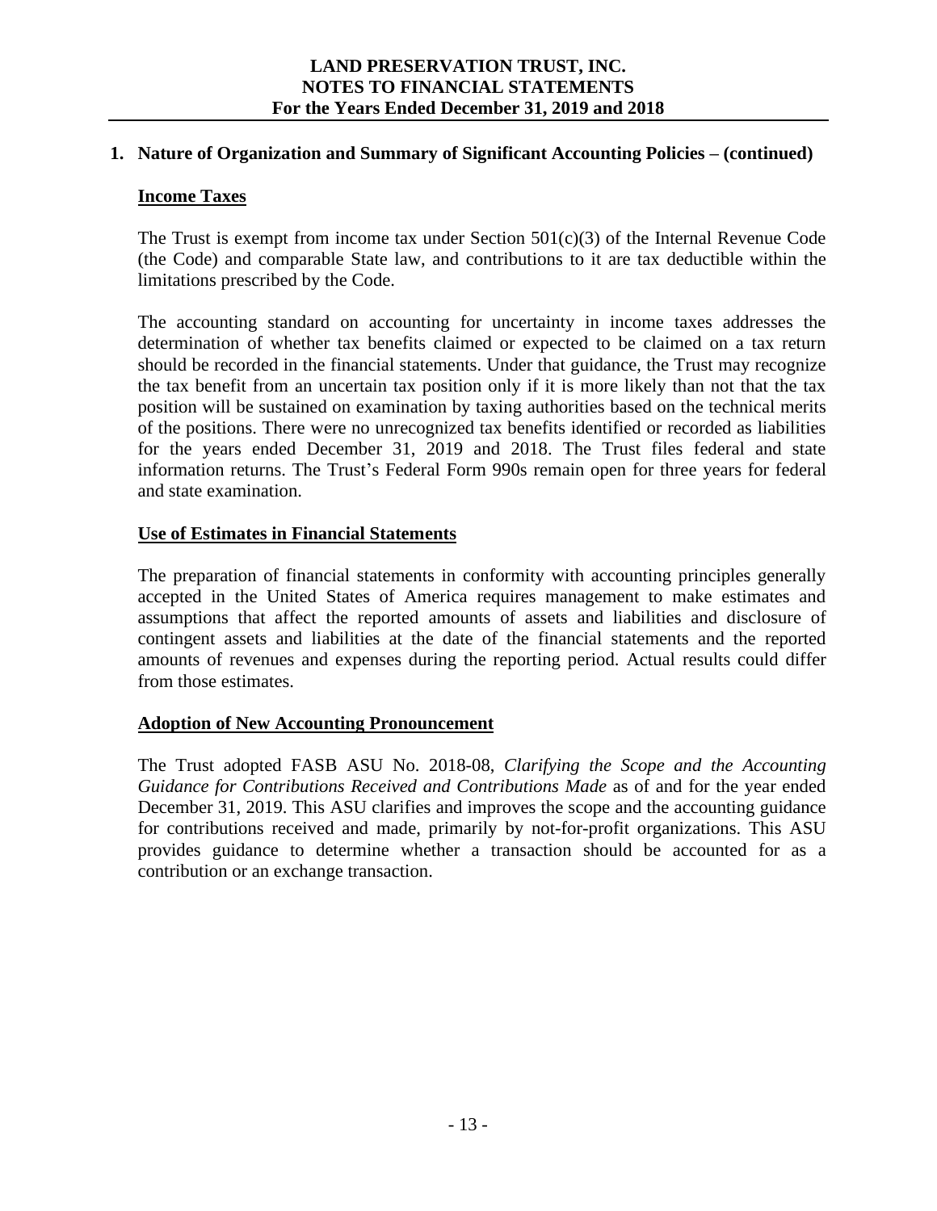## 1. Nature of Organization and Summary of Significant Accounting Policies – (continued)

### Income Taxes

The Trust is exempt from income tax under Section 501(c)(3) of the Internal Revenue Code (the Code) and comparable State law, and contributions to it are tax deductible within the limitations prescribed by the Code.

The accounting standard on accounting for uncertainty in income taxes addresses the determination of whether tax benefits claimed or expected to be claimed on a tax return should be recorded in the financial statements. Under that guidance, the Trust may recognize the tax benefit from an uncertain tax position only if it is more likely than not that the tax position will be sustained on examination by taxing authorities based on the technical merits of the positions. There were no unrecognized tax benefits identified or recorded as liabilities for the years ended December 31, 2019 and 2018. The Trust files federal and state information returns. The Trust's Federal Form 990s remain open for three years for federal and state examination.

### Use of Estimates in Financial Statements

The preparation of financial statements in conformity with accounting principles generally accepted in the United States of America requires management to make estimates and assumptions that affect the reported amounts of assets and liabilities and disclosure of contingent assets and liabilities at the date of the financial statements and the reported amounts of revenues and expenses during the reporting period. Actual results could differ from those estimates.

### Adoption of New Accounting Pronouncement

The Trust adopted FASB ASU No. 2018-08, *Clarifying the Scope and the Accounting Guidance for Contributions Received and Contributions Made* as of and for the year ended December 31, 2019. This ASU clarifies and improves the scope and the accounting guidance for contributions received and made, primarily by not-for-profit organizations. This ASU provides guidance to determine whether a transaction should be accounted for as a contribution or an exchange transaction.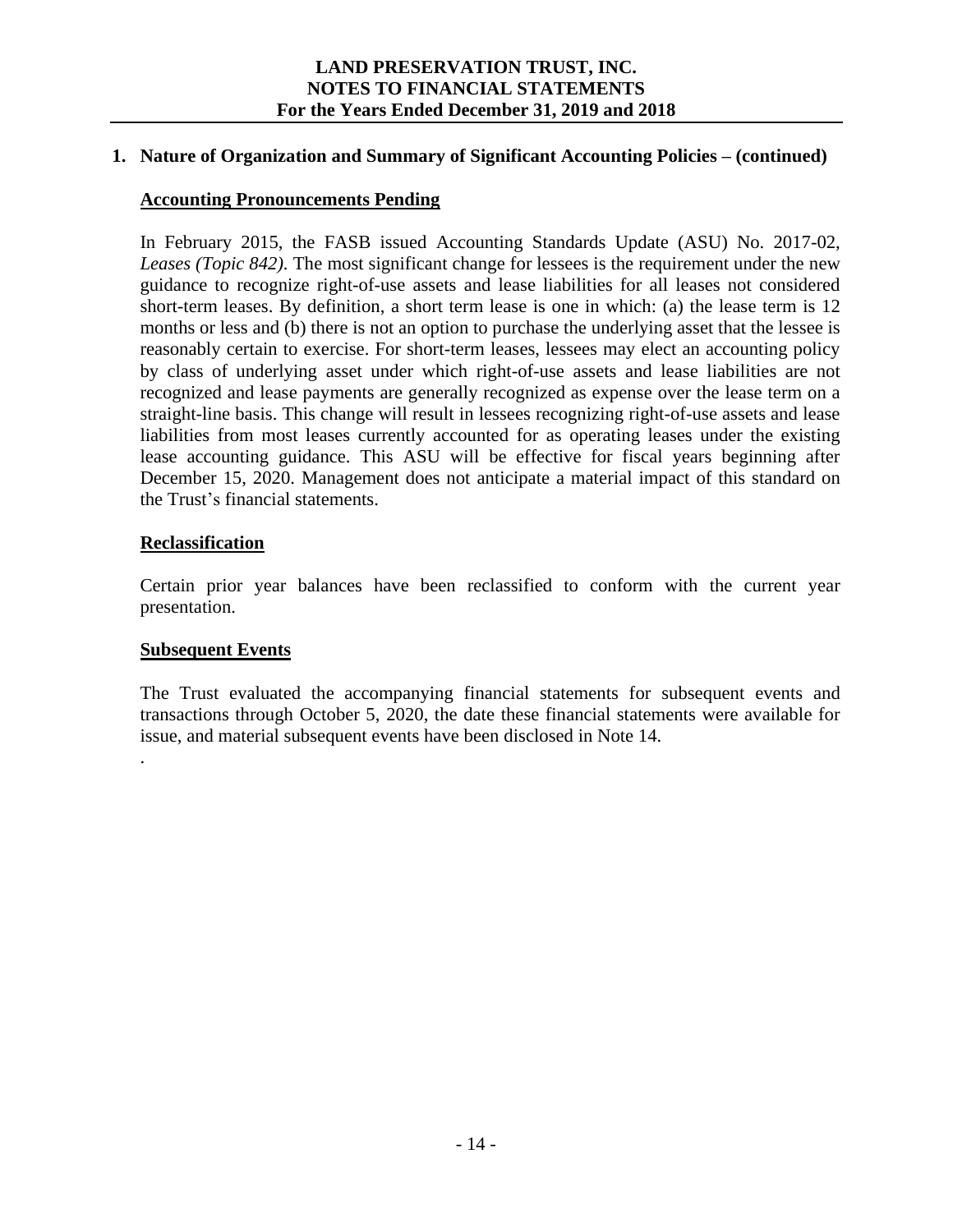## 1. Nature of Organization and Summary of Significant Accounting Policies – (continued)

### Accounting Pronouncements Pending

In February 2015, the FASB issued Accounting Standards Update (ASU) No. 2017-02, *Leases (Topic 842)*. The most significant change for lessees is the requirement under the new guidance to recognize right-of-use assets and lease liabilities for all leases not considered short-term leases. By definition, a short term lease is one in which: (a) the lease term is 12 months or less and (b) there is not an option to purchase the underlying asset that the lessee is reasonably certain to exercise. For short-term leases, lessees may elect an accounting policy by class of underlying asset under which right-of-use assets and lease liabilities are not recognized and lease payments are generally recognized as expense over the lease term on a straight-line basis. This change will result in lessees recognizing right-of-use assets and lease liabilities from most leases currently accounted for as operating leases under the existing lease accounting guidance. This ASU will be effective for fiscal years beginning after December 15, 2020. Management does not anticipate a material impact of this standard on the Trust's financial statements.

### Reclassification

Certain prior year balances have been reclassified to conform with the current year presentation.

### Subsequent Events

The Trust evaluated the accompanying financial statements for subsequent events and transactions through October 5, 2020, the date these financial statements were available for issue, and material subsequent events have been disclosed in Note 14.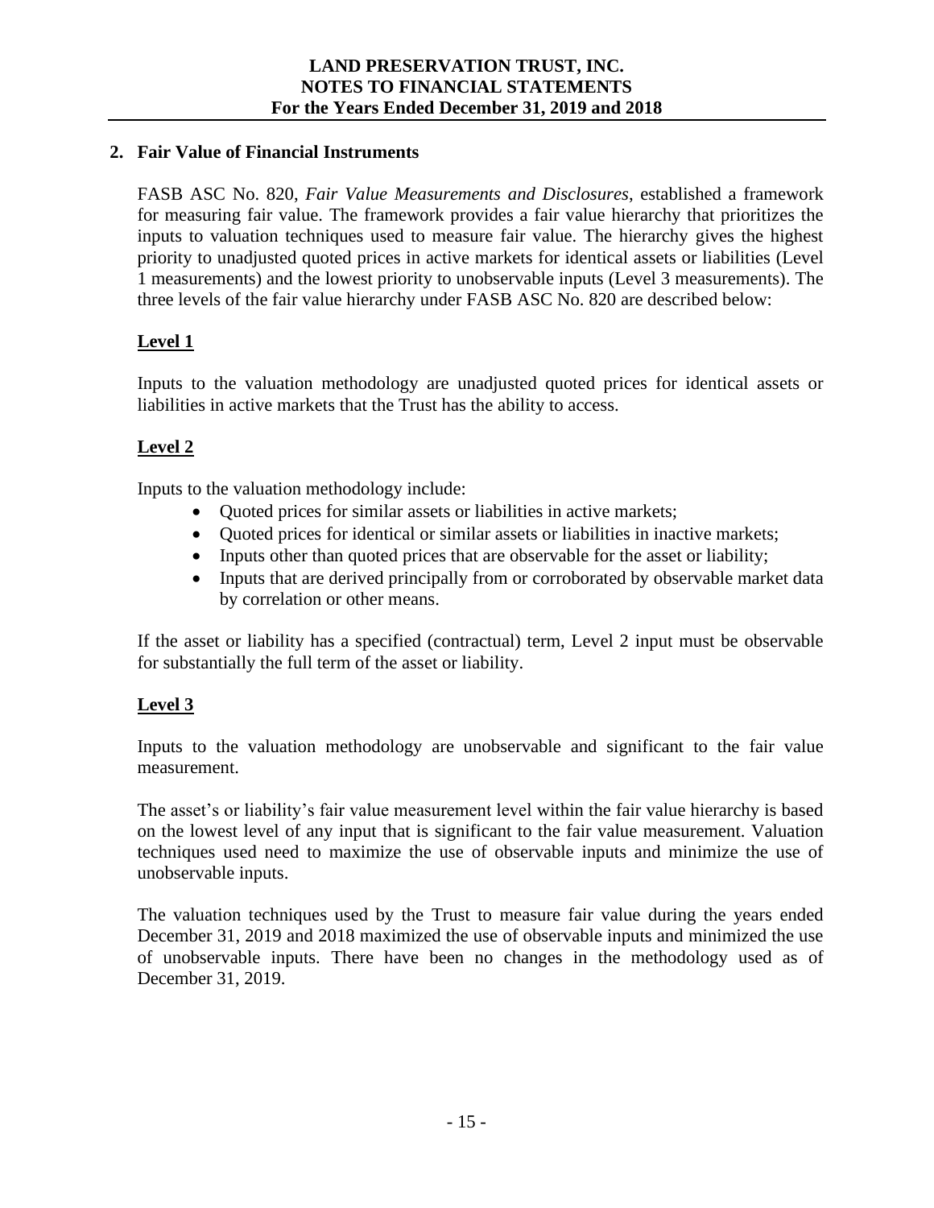## 2. Fair Value of Financial Instruments

FASB ASC No. 820, *Fair Value Measurements and Disclosures*, established a framework for measuring fair value. The framework provides a fair value hierarchy that prioritizes the inputs to valuation techniques used to measure fair value. The hierarchy gives the highest priority to unadjusted quoted prices in active markets for identical assets or liabilities (Level 1 measurements) and the lowest priority to unobservable inputs (Level 3 measurements). The three levels of the fair value hierarchy under FASB ASC No. 820 are described below:

### Level 1

Inputs to the valuation methodology are unadjusted quoted prices for identical assets or liabilities in active markets that the Trust has the ability to access.

### Level 2

Inputs to the valuation methodology include:

- Quoted prices for similar assets or liabilities in active markets;
- Quoted prices for identical or similar assets or liabilities in inactive markets;
- Inputs other than quoted prices that are observable for the asset or liability;
- Inputs that are derived principally from or corroborated by observable market data by correlation or other means.

If the asset or liability has a specified (contractual) term, Level 2 input must be observable for substantially the full term of the asset or liability.

### Level 3

Inputs to the valuation methodology are unobservable and significant to the fair value measurement.

The asset's or liability's fair value measurement level within the fair value hierarchy is based on the lowest level of any input that is significant to the fair value measurement. Valuation techniques used need to maximize the use of observable inputs and minimize the use of unobservable inputs.

The valuation techniques used by the Trust to measure fair value during the years ended December 31, 2019 and 2018 maximized the use of observable inputs and minimized the use of unobservable inputs. There have been no changes in the methodology used as of December 31, 2019.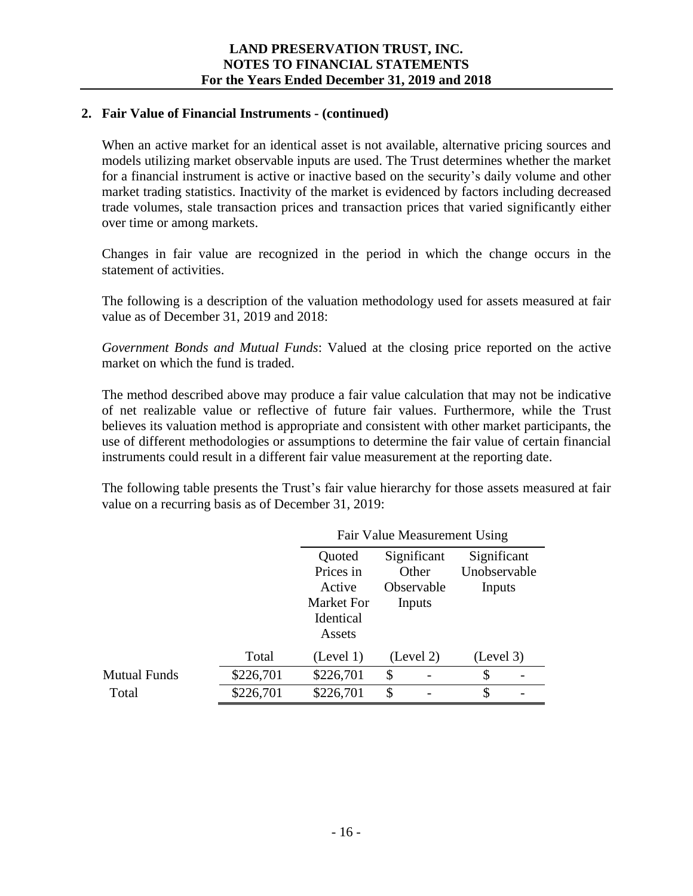## 2. Fair Value of Financial Instruments - (continued)

When an active market for an identical asset is not available, alternative pricing sources and models utilizing market observable inputs are used. The Trust determines whether the market for a financial instrument is active or inactive based on the security's daily volume and other market trading statistics. Inactivity of the market is evidenced by factors including decreased trade volumes, stale transaction prices and transaction prices that varied significantly either over time or among markets.

Changes in fair value are recognized in the period in which the change occurs in the statement of activities.

The following is a description of the valuation methodology used for assets measured at fair value as of December 31, 2019 and 2018:

*Government Bonds and Mutual Funds*: Valued at the closing price reported on the active market on which the fund is traded.

The method described above may produce a fair value calculation that may not be indicative of net realizable value or reflective of future fair values. Furthermore, while the Trust believes its valuation method is appropriate and consistent with other market participants, the use of different methodologies or assumptions to determine the fair value of certain financial instruments could result in a different fair value measurement at the reporting date.

The following table presents the Trust's fair value hierarchy for those assets measured at fair value on a recurring basis as of December 31, 2019:

| | | Fair Value Measurement Using | | |
|---|---|---|---|---|
| | | Quoted Prices in Active Market For Identical Assets | Significant Other Observable Inputs | Significant Unobservable Inputs |
| | Total | (Level 1) | (Level 2) | (Level 3) |
| Mutual Funds | $226,701 | $226,701 | $ - | $ - |
| Total | $226,701 | $226,701 | $ - | $ - |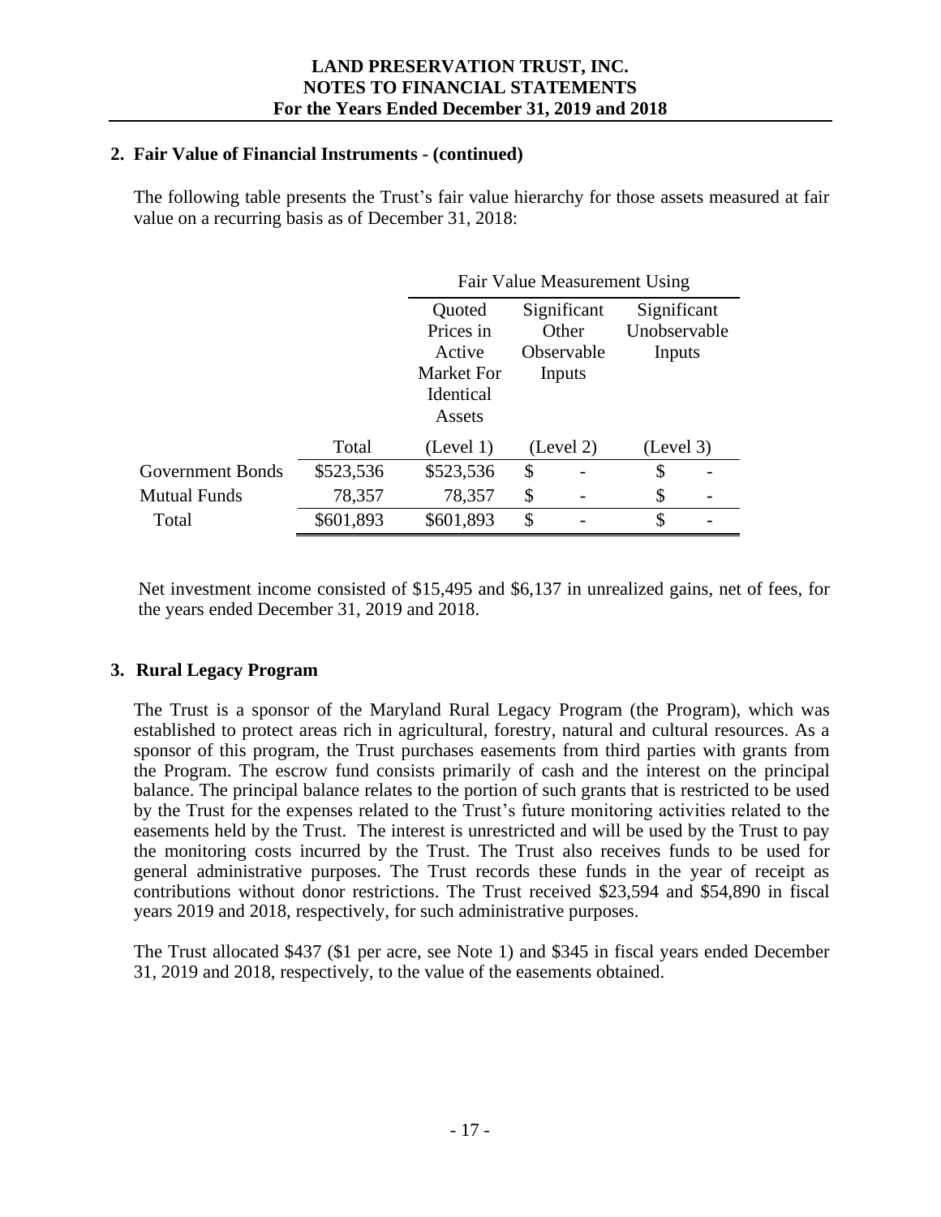## 2. Fair Value of Financial Instruments - (continued)

The following table presents the Trust's fair value hierarchy for those assets measured at fair value on a recurring basis as of December 31, 2018:

| | | Fair Value Measurement Using | | |
|---|---|---|---|---|
| | | Quoted Prices in Active Market For Identical Assets | Significant Other Observable Inputs | Significant Unobservable Inputs |
| | Total | (Level 1) | (Level 2) | (Level 3) |
| Government Bonds | $523,536 | $523,536 | $ - | $ - |
| Mutual Funds | 78,357 | 78,357 | $ - | $ - |
| Total | $601,893 | $601,893 | $ - | $ - |

Net investment income consisted of $15,495 and $6,137 in unrealized gains, net of fees, for the years ended December 31, 2019 and 2018.

## 3. Rural Legacy Program

The Trust is a sponsor of the Maryland Rural Legacy Program (the Program), which was established to protect areas rich in agricultural, forestry, natural and cultural resources. As a sponsor of this program, the Trust purchases easements from third parties with grants from the Program. The escrow fund consists primarily of cash and the interest on the principal balance. The principal balance relates to the portion of such grants that is restricted to be used by the Trust for the expenses related to the Trust's future monitoring activities related to the easements held by the Trust. The interest is unrestricted and will be used by the Trust to pay the monitoring costs incurred by the Trust. The Trust also receives funds to be used for general administrative purposes. The Trust records these funds in the year of receipt as contributions without donor restrictions. The Trust received $23,594 and $54,890 in fiscal years 2019 and 2018, respectively, for such administrative purposes.

The Trust allocated $437 ($1 per acre, see Note 1) and $345 in fiscal years ended December 31, 2019 and 2018, respectively, to the value of the easements obtained.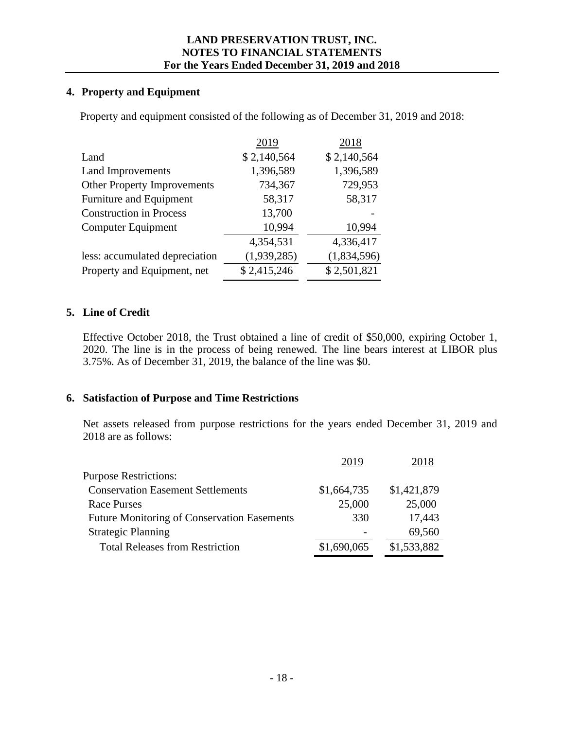## 4. Property and Equipment

Property and equipment consisted of the following as of December 31, 2019 and 2018:

| | 2019 | 2018 |
|---|---|---|
| Land | $ 2,140,564 | $ 2,140,564 |
| Land Improvements | 1,396,589 | 1,396,589 |
| Other Property Improvements | 734,367 | 729,953 |
| Furniture and Equipment | 58,317 | 58,317 |
| Construction in Process | 13,700 | - |
| Computer Equipment | 10,994 | 10,994 |
| | 4,354,531 | 4,336,417 |
| less: accumulated depreciation | (1,939,285) | (1,834,596) |
| Property and Equipment, net | $ 2,415,246 | $ 2,501,821 |

## 5. Line of Credit

Effective October 2018, the Trust obtained a line of credit of $50,000, expiring October 1, 2020. The line is in the process of being renewed. The line bears interest at LIBOR plus 3.75%. As of December 31, 2019, the balance of the line was $0.

## 6. Satisfaction of Purpose and Time Restrictions

Net assets released from purpose restrictions for the years ended December 31, 2019 and 2018 are as follows:

| | 2019 | 2018 |
|---|---|---|
| Purpose Restrictions: | | |
| Conservation Easement Settlements | $1,664,735 | $1,421,879 |
| Race Purses | 25,000 | 25,000 |
| Future Monitoring of Conservation Easements | 330 | 17,443 |
| Strategic Planning | - | 69,560 |
| Total Releases from Restriction | $1,690,065 | $1,533,882 |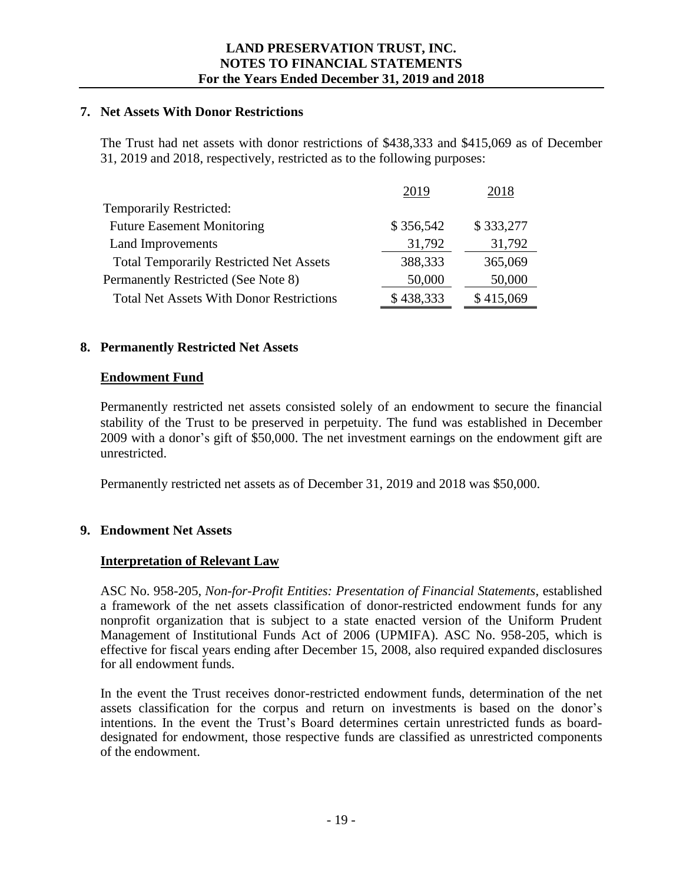## 7. Net Assets With Donor Restrictions

The Trust had net assets with donor restrictions of $438,333 and $415,069 as of December 31, 2019 and 2018, respectively, restricted as to the following purposes:

| | 2019 | 2018 |
|---|---|---|
| Temporarily Restricted: | | |
| Future Easement Monitoring | $ 356,542 | $ 333,277 |
| Land Improvements | 31,792 | 31,792 |
| Total Temporarily Restricted Net Assets | 388,333 | 365,069 |
| Permanently Restricted (See Note 8) | 50,000 | 50,000 |
| Total Net Assets With Donor Restrictions | $ 438,333 | $ 415,069 |

## 8. Permanently Restricted Net Assets

**Endowment Fund**

Permanently restricted net assets consisted solely of an endowment to secure the financial stability of the Trust to be preserved in perpetuity. The fund was established in December 2009 with a donor's gift of $50,000. The net investment earnings on the endowment gift are unrestricted.

Permanently restricted net assets as of December 31, 2019 and 2018 was $50,000.

## 9. Endowment Net Assets

**Interpretation of Relevant Law**

ASC No. 958-205, *Non-for-Profit Entities: Presentation of Financial Statements*, established a framework of the net assets classification of donor-restricted endowment funds for any nonprofit organization that is subject to a state enacted version of the Uniform Prudent Management of Institutional Funds Act of 2006 (UPMIFA). ASC No. 958-205, which is effective for fiscal years ending after December 15, 2008, also required expanded disclosures for all endowment funds.

In the event the Trust receives donor-restricted endowment funds, determination of the net assets classification for the corpus and return on investments is based on the donor's intentions. In the event the Trust's Board determines certain unrestricted funds as board-designated for endowment, those respective funds are classified as unrestricted components of the endowment.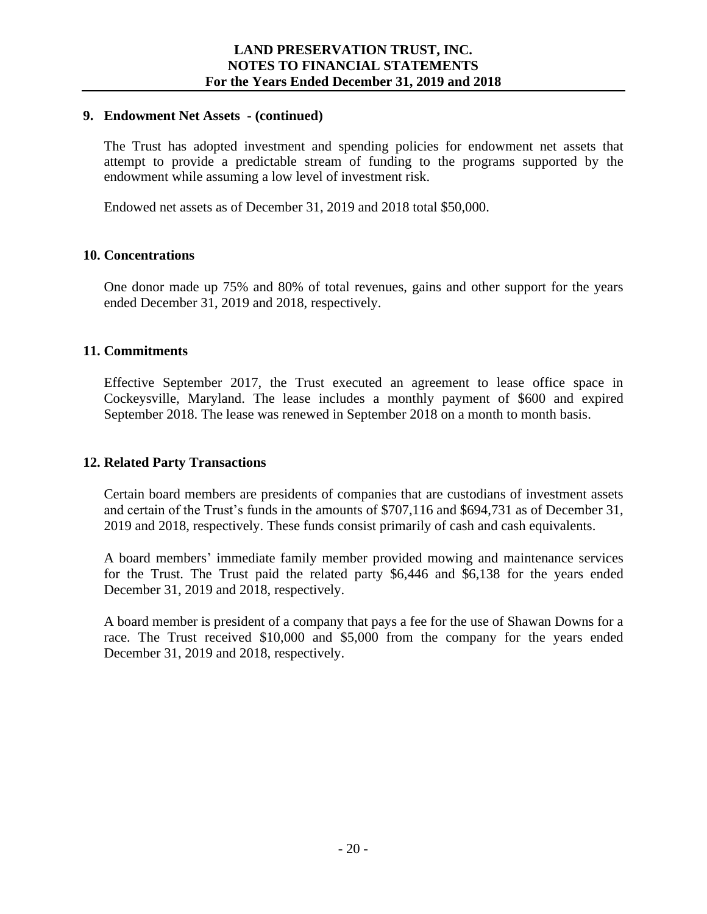## 9. Endowment Net Assets - (continued)

The Trust has adopted investment and spending policies for endowment net assets that attempt to provide a predictable stream of funding to the programs supported by the endowment while assuming a low level of investment risk.

Endowed net assets as of December 31, 2019 and 2018 total $50,000.

## 10. Concentrations

One donor made up 75% and 80% of total revenues, gains and other support for the years ended December 31, 2019 and 2018, respectively.

## 11. Commitments

Effective September 2017, the Trust executed an agreement to lease office space in Cockeysville, Maryland. The lease includes a monthly payment of $600 and expired September 2018. The lease was renewed in September 2018 on a month to month basis.

## 12. Related Party Transactions

Certain board members are presidents of companies that are custodians of investment assets and certain of the Trust's funds in the amounts of $707,116 and $694,731 as of December 31, 2019 and 2018, respectively. These funds consist primarily of cash and cash equivalents.

A board members' immediate family member provided mowing and maintenance services for the Trust. The Trust paid the related party $6,446 and $6,138 for the years ended December 31, 2019 and 2018, respectively.

A board member is president of a company that pays a fee for the use of Shawan Downs for a race. The Trust received $10,000 and $5,000 from the company for the years ended December 31, 2019 and 2018, respectively.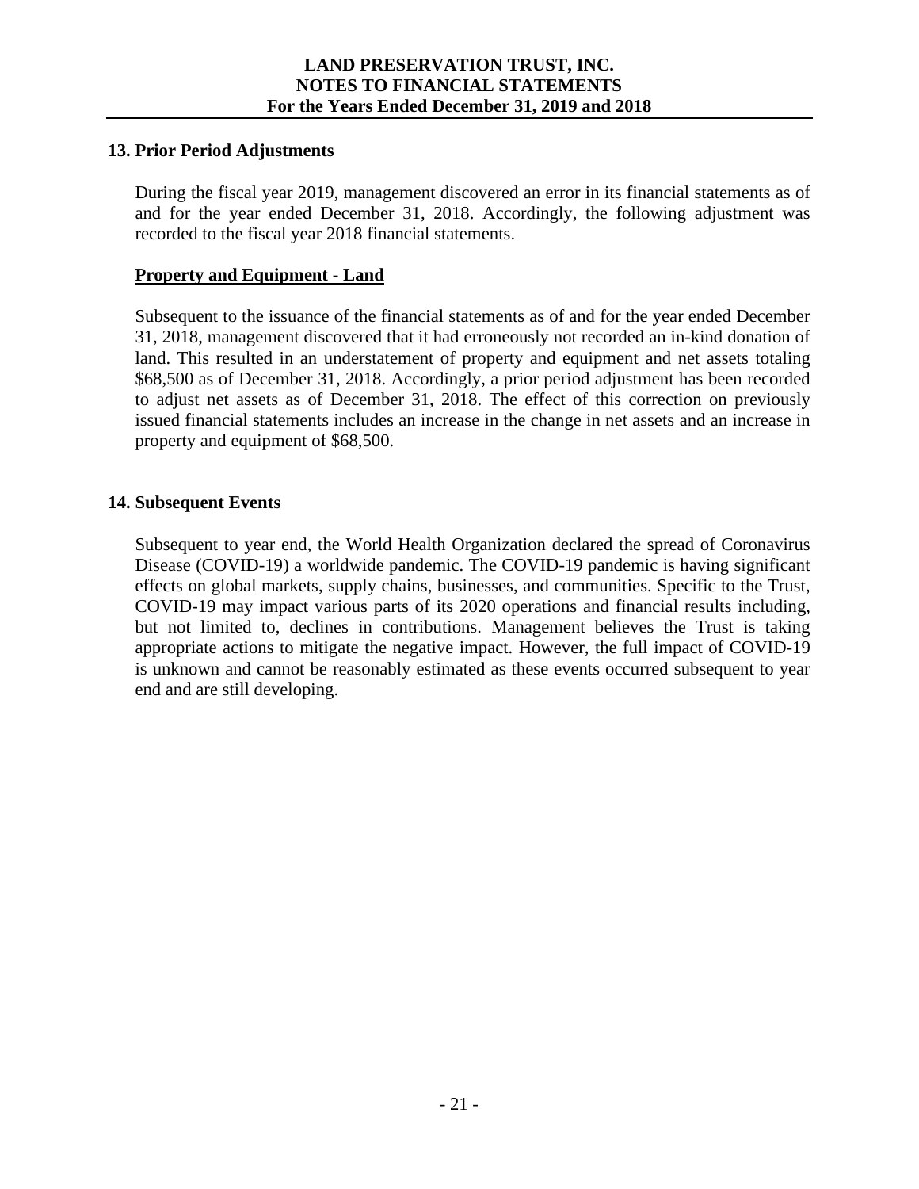## 13. Prior Period Adjustments

During the fiscal year 2019, management discovered an error in its financial statements as of and for the year ended December 31, 2018. Accordingly, the following adjustment was recorded to the fiscal year 2018 financial statements.

### Property and Equipment - Land

Subsequent to the issuance of the financial statements as of and for the year ended December 31, 2018, management discovered that it had erroneously not recorded an in-kind donation of land. This resulted in an understatement of property and equipment and net assets totaling $68,500 as of December 31, 2018. Accordingly, a prior period adjustment has been recorded to adjust net assets as of December 31, 2018. The effect of this correction on previously issued financial statements includes an increase in the change in net assets and an increase in property and equipment of $68,500.

## 14. Subsequent Events

Subsequent to year end, the World Health Organization declared the spread of Coronavirus Disease (COVID-19) a worldwide pandemic. The COVID-19 pandemic is having significant effects on global markets, supply chains, businesses, and communities. Specific to the Trust, COVID-19 may impact various parts of its 2020 operations and financial results including, but not limited to, declines in contributions. Management believes the Trust is taking appropriate actions to mitigate the negative impact. However, the full impact of COVID-19 is unknown and cannot be reasonably estimated as these events occurred subsequent to year end and are still developing.